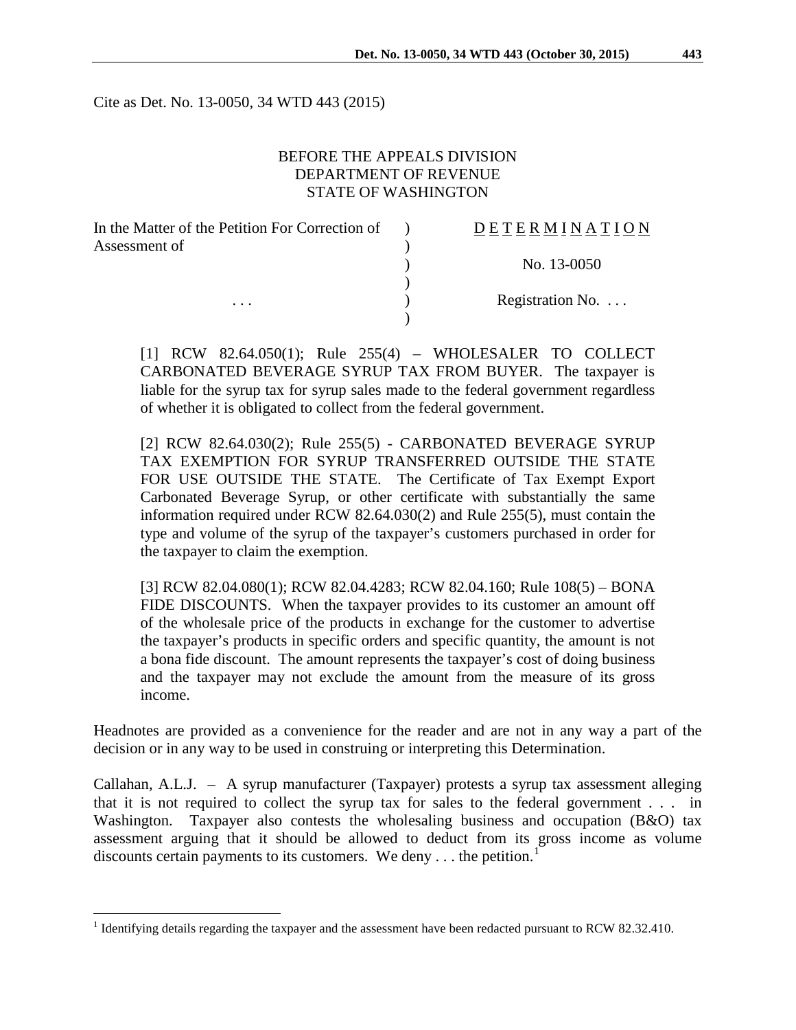Cite as Det. No. 13-0050, 34 WTD 443 (2015)

BEFORE THE APPEALS DIVISION
DEPARTMENT OF REVENUE
STATE OF WASHINGTON

| | | |
|---|---|---|
| In the Matter of the Petition For Correction of Assessment of | ) | D E T E R M I N A T I O N |
| | ) | No. 13-0050 |
| . . . | ) | Registration No. . . . |

[1] RCW 82.64.050(1); Rule 255(4) – WHOLESALER TO COLLECT CARBONATED BEVERAGE SYRUP TAX FROM BUYER. The taxpayer is liable for the syrup tax for syrup sales made to the federal government regardless of whether it is obligated to collect from the federal government.

[2] RCW 82.64.030(2); Rule 255(5) - CARBONATED BEVERAGE SYRUP TAX EXEMPTION FOR SYRUP TRANSFERRED OUTSIDE THE STATE FOR USE OUTSIDE THE STATE. The Certificate of Tax Exempt Export Carbonated Beverage Syrup, or other certificate with substantially the same information required under RCW 82.64.030(2) and Rule 255(5), must contain the type and volume of the syrup of the taxpayer's customers purchased in order for the taxpayer to claim the exemption.

[3] RCW 82.04.080(1); RCW 82.04.4283; RCW 82.04.160; Rule 108(5) – BONA FIDE DISCOUNTS. When the taxpayer provides to its customer an amount off of the wholesale price of the products in exchange for the customer to advertise the taxpayer's products in specific orders and specific quantity, the amount is not a bona fide discount. The amount represents the taxpayer's cost of doing business and the taxpayer may not exclude the amount from the measure of its gross income.

Headnotes are provided as a convenience for the reader and are not in any way a part of the decision or in any way to be used in construing or interpreting this Determination.

Callahan, A.L.J. – A syrup manufacturer (Taxpayer) protests a syrup tax assessment alleging that it is not required to collect the syrup tax for sales to the federal government . . . in Washington. Taxpayer also contests the wholesaling business and occupation (B&O) tax assessment arguing that it should be allowed to deduct from its gross income as volume discounts certain payments to its customers. We deny . . . the petition.[1]

[1] Identifying details regarding the taxpayer and the assessment have been redacted pursuant to RCW 82.32.410.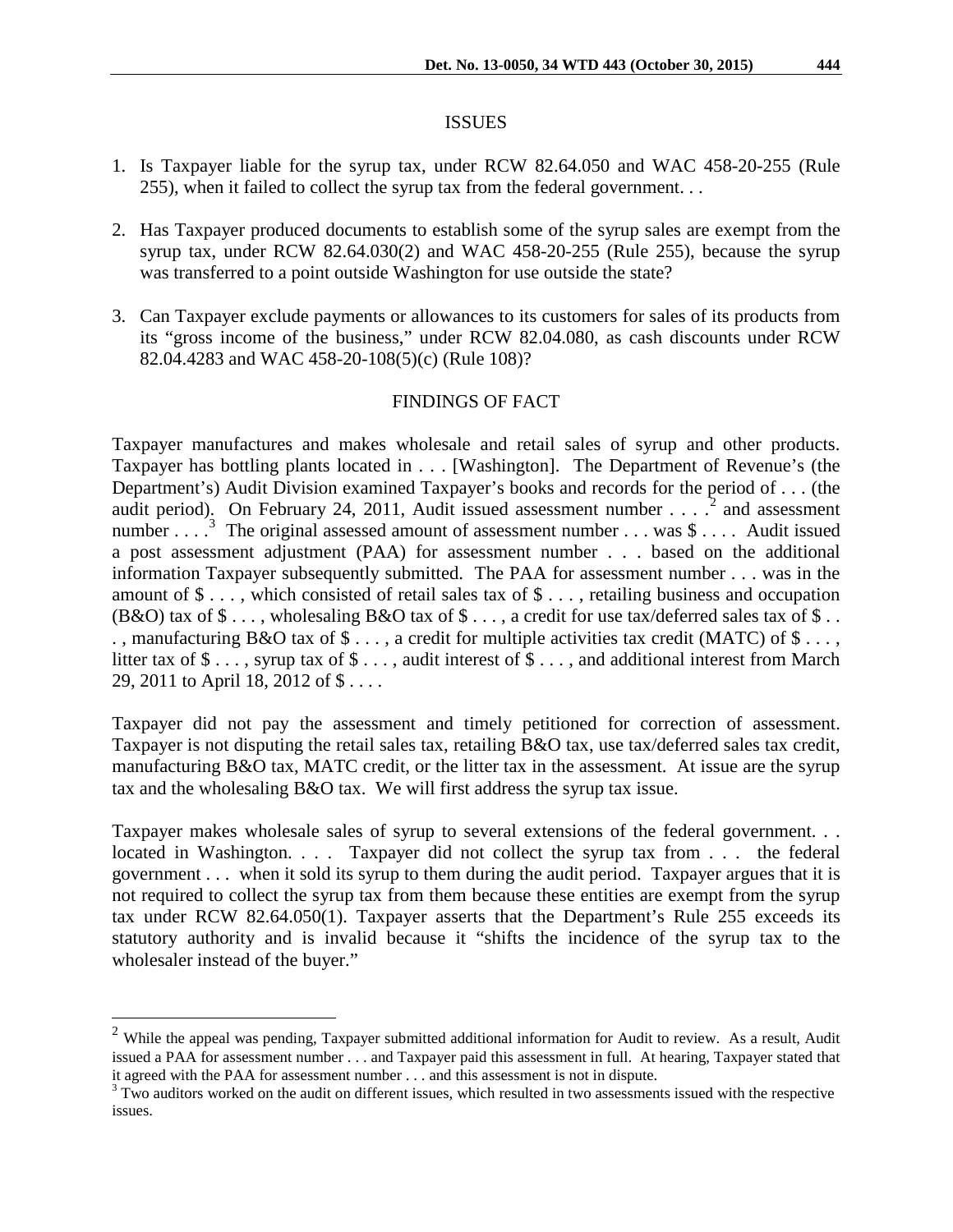## ISSUES

1. Is Taxpayer liable for the syrup tax, under RCW 82.64.050 and WAC 458-20-255 (Rule 255), when it failed to collect the syrup tax from the federal government. . .

2. Has Taxpayer produced documents to establish some of the syrup sales are exempt from the syrup tax, under RCW 82.64.030(2) and WAC 458-20-255 (Rule 255), because the syrup was transferred to a point outside Washington for use outside the state?

3. Can Taxpayer exclude payments or allowances to its customers for sales of its products from its "gross income of the business," under RCW 82.04.080, as cash discounts under RCW 82.04.4283 and WAC 458-20-108(5)(c) (Rule 108)?

## FINDINGS OF FACT

Taxpayer manufactures and makes wholesale and retail sales of syrup and other products. Taxpayer has bottling plants located in . . . [Washington]. The Department of Revenue's (the Department's) Audit Division examined Taxpayer's books and records for the period of . . . (the audit period). On February 24, 2011, Audit issued assessment number . . . .[2] and assessment number . . . .[3] The original assessed amount of assessment number . . . was $ . . . . Audit issued a post assessment adjustment (PAA) for assessment number . . . based on the additional information Taxpayer subsequently submitted. The PAA for assessment number . . . was in the amount of $ . . . , which consisted of retail sales tax of $ . . . , retailing business and occupation (B&O) tax of $ . . . , wholesaling B&O tax of $ . . . , a credit for use tax/deferred sales tax of $ . . . , manufacturing B&O tax of $ . . . , a credit for multiple activities tax credit (MATC) of $ . . . , litter tax of $ . . . , syrup tax of $ . . . , audit interest of $ . . . , and additional interest from March 29, 2011 to April 18, 2012 of $ . . . .

Taxpayer did not pay the assessment and timely petitioned for correction of assessment. Taxpayer is not disputing the retail sales tax, retailing B&O tax, use tax/deferred sales tax credit, manufacturing B&O tax, MATC credit, or the litter tax in the assessment. At issue are the syrup tax and the wholesaling B&O tax. We will first address the syrup tax issue.

Taxpayer makes wholesale sales of syrup to several extensions of the federal government. . . located in Washington. . . . Taxpayer did not collect the syrup tax from . . . the federal government . . . when it sold its syrup to them during the audit period. Taxpayer argues that it is not required to collect the syrup tax from them because these entities are exempt from the syrup tax under RCW 82.64.050(1). Taxpayer asserts that the Department's Rule 255 exceeds its statutory authority and is invalid because it "shifts the incidence of the syrup tax to the wholesaler instead of the buyer."

---

[2] While the appeal was pending, Taxpayer submitted additional information for Audit to review. As a result, Audit issued a PAA for assessment number . . . and Taxpayer paid this assessment in full. At hearing, Taxpayer stated that it agreed with the PAA for assessment number . . . and this assessment is not in dispute.

[3] Two auditors worked on the audit on different issues, which resulted in two assessments issued with the respective issues.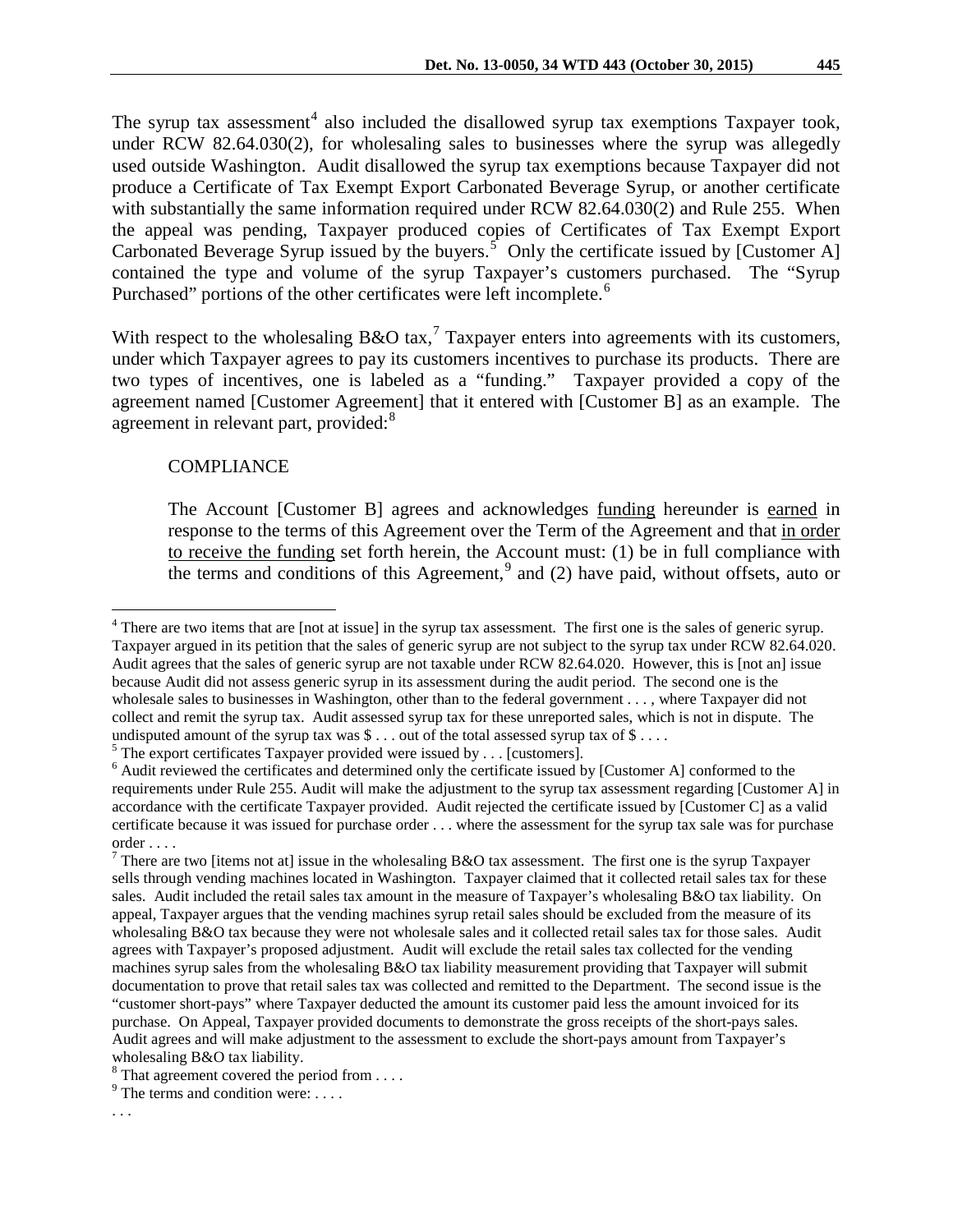The syrup tax assessment[4] also included the disallowed syrup tax exemptions Taxpayer took, under RCW 82.64.030(2), for wholesaling sales to businesses where the syrup was allegedly used outside Washington. Audit disallowed the syrup tax exemptions because Taxpayer did not produce a Certificate of Tax Exempt Export Carbonated Beverage Syrup, or another certificate with substantially the same information required under RCW 82.64.030(2) and Rule 255. When the appeal was pending, Taxpayer produced copies of Certificates of Tax Exempt Export Carbonated Beverage Syrup issued by the buyers.[5] Only the certificate issued by [Customer A] contained the type and volume of the syrup Taxpayer's customers purchased. The "Syrup Purchased" portions of the other certificates were left incomplete.[6]

With respect to the wholesaling B&O tax,[7] Taxpayer enters into agreements with its customers, under which Taxpayer agrees to pay its customers incentives to purchase its products. There are two types of incentives, one is labeled as a "funding." Taxpayer provided a copy of the agreement named [Customer Agreement] that it entered with [Customer B] as an example. The agreement in relevant part, provided:[8]

> COMPLIANCE
>
> The Account [Customer B] agrees and acknowledges <u>funding</u> hereunder is <u>earned</u> in response to the terms of this Agreement over the Term of the Agreement and that <u>in order to receive the funding</u> set forth herein, the Account must: (1) be in full compliance with the terms and conditions of this Agreement,[9] and (2) have paid, without offsets, auto or

---

[4] There are two items that are [not at issue] in the syrup tax assessment. The first one is the sales of generic syrup. Taxpayer argued in its petition that the sales of generic syrup are not subject to the syrup tax under RCW 82.64.020. Audit agrees that the sales of generic syrup are not taxable under RCW 82.64.020. However, this is [not an] issue because Audit did not assess generic syrup in its assessment during the audit period. The second one is the wholesale sales to businesses in Washington, other than to the federal government . . . , where Taxpayer did not collect and remit the syrup tax. Audit assessed syrup tax for these unreported sales, which is not in dispute. The undisputed amount of the syrup tax was $ . . . out of the total assessed syrup tax of $ . . . .

[5] The export certificates Taxpayer provided were issued by . . . [customers].

[6] Audit reviewed the certificates and determined only the certificate issued by [Customer A] conformed to the requirements under Rule 255. Audit will make the adjustment to the syrup tax assessment regarding [Customer A] in accordance with the certificate Taxpayer provided. Audit rejected the certificate issued by [Customer C] as a valid certificate because it was issued for purchase order . . . where the assessment for the syrup tax sale was for purchase order . . . .

[7] There are two [items not at] issue in the wholesaling B&O tax assessment. The first one is the syrup Taxpayer sells through vending machines located in Washington. Taxpayer claimed that it collected retail sales tax for these sales. Audit included the retail sales tax amount in the measure of Taxpayer's wholesaling B&O tax liability. On appeal, Taxpayer argues that the vending machines syrup retail sales should be excluded from the measure of its wholesaling B&O tax because they were not wholesale sales and it collected retail sales tax for those sales. Audit agrees with Taxpayer's proposed adjustment. Audit will exclude the retail sales tax collected for the vending machines syrup sales from the wholesaling B&O tax liability measurement providing that Taxpayer will submit documentation to prove that retail sales tax was collected and remitted to the Department. The second issue is the "customer short-pays" where Taxpayer deducted the amount its customer paid less the amount invoiced for its purchase. On Appeal, Taxpayer provided documents to demonstrate the gross receipts of the short-pays sales. Audit agrees and will make adjustment to the assessment to exclude the short-pays amount from Taxpayer's wholesaling B&O tax liability.

[8] That agreement covered the period from . . . .

[9] The terms and condition were: . . . .

. . .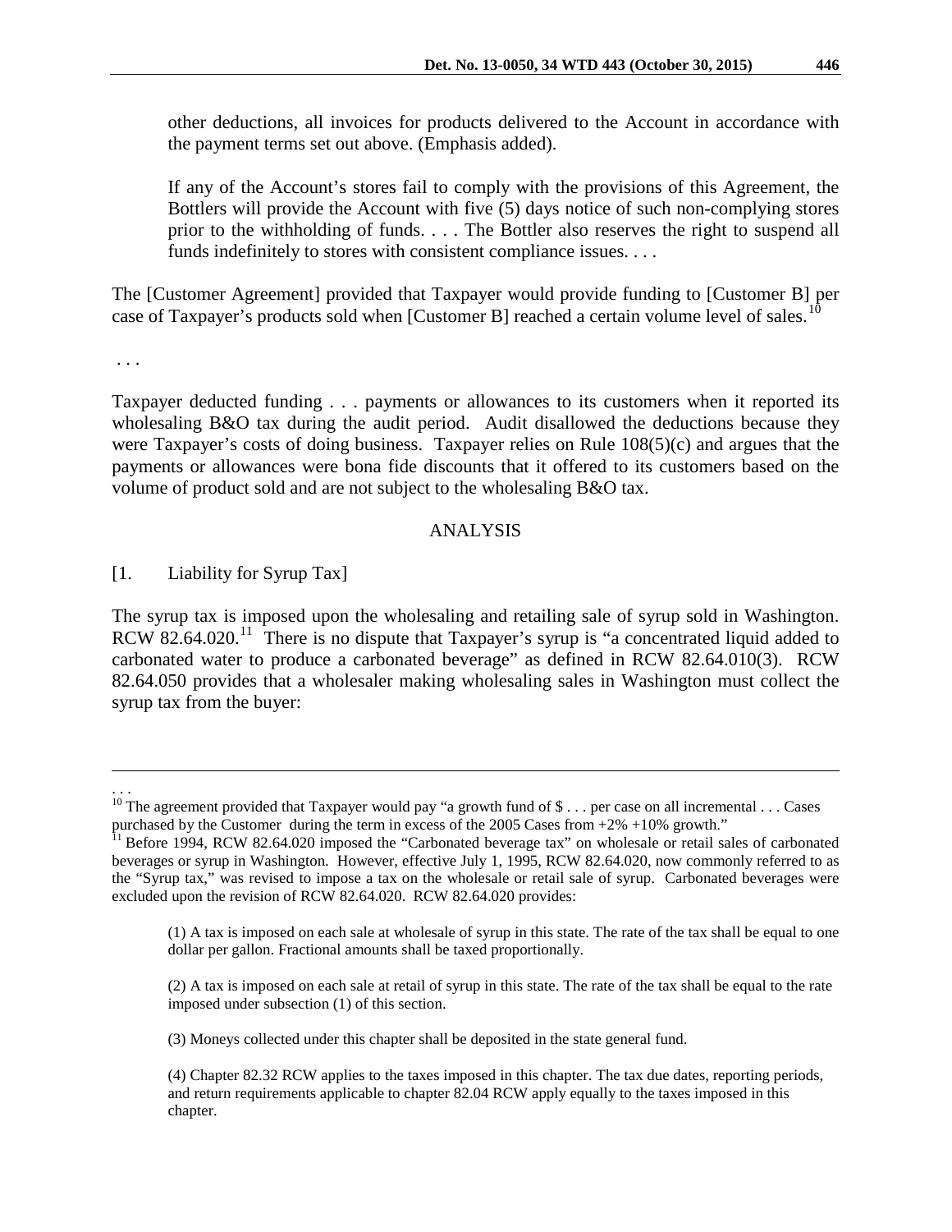other deductions, all invoices for products delivered to the Account in accordance with the payment terms set out above. (Emphasis added).

> If any of the Account's stores fail to comply with the provisions of this Agreement, the Bottlers will provide the Account with five (5) days notice of such non-complying stores prior to the withholding of funds. . . . The Bottler also reserves the right to suspend all funds indefinitely to stores with consistent compliance issues. . . .

The [Customer Agreement] provided that Taxpayer would provide funding to [Customer B] per case of Taxpayer's products sold when [Customer B] reached a certain volume level of sales.[10]

. . .

Taxpayer deducted funding . . . payments or allowances to its customers when it reported its wholesaling B&O tax during the audit period. Audit disallowed the deductions because they were Taxpayer's costs of doing business. Taxpayer relies on Rule 108(5)(c) and argues that the payments or allowances were bona fide discounts that it offered to its customers based on the volume of product sold and are not subject to the wholesaling B&O tax.

## ANALYSIS

[1. Liability for Syrup Tax]

The syrup tax is imposed upon the wholesaling and retailing sale of syrup sold in Washington. RCW 82.64.020.[11] There is no dispute that Taxpayer's syrup is "a concentrated liquid added to carbonated water to produce a carbonated beverage" as defined in RCW 82.64.010(3). RCW 82.64.050 provides that a wholesaler making wholesaling sales in Washington must collect the syrup tax from the buyer:

---

. . .

[10] The agreement provided that Taxpayer would pay "a growth fund of $ . . . per case on all incremental . . . Cases purchased by the Customer during the term in excess of the 2005 Cases from +2% +10% growth."

[11] Before 1994, RCW 82.64.020 imposed the "Carbonated beverage tax" on wholesale or retail sales of carbonated beverages or syrup in Washington. However, effective July 1, 1995, RCW 82.64.020, now commonly referred to as the "Syrup tax," was revised to impose a tax on the wholesale or retail sale of syrup. Carbonated beverages were excluded upon the revision of RCW 82.64.020. RCW 82.64.020 provides:

> (1) A tax is imposed on each sale at wholesale of syrup in this state. The rate of the tax shall be equal to one dollar per gallon. Fractional amounts shall be taxed proportionally.
>
> (2) A tax is imposed on each sale at retail of syrup in this state. The rate of the tax shall be equal to the rate imposed under subsection (1) of this section.
>
> (3) Moneys collected under this chapter shall be deposited in the state general fund.
>
> (4) Chapter 82.32 RCW applies to the taxes imposed in this chapter. The tax due dates, reporting periods, and return requirements applicable to chapter 82.04 RCW apply equally to the taxes imposed in this chapter.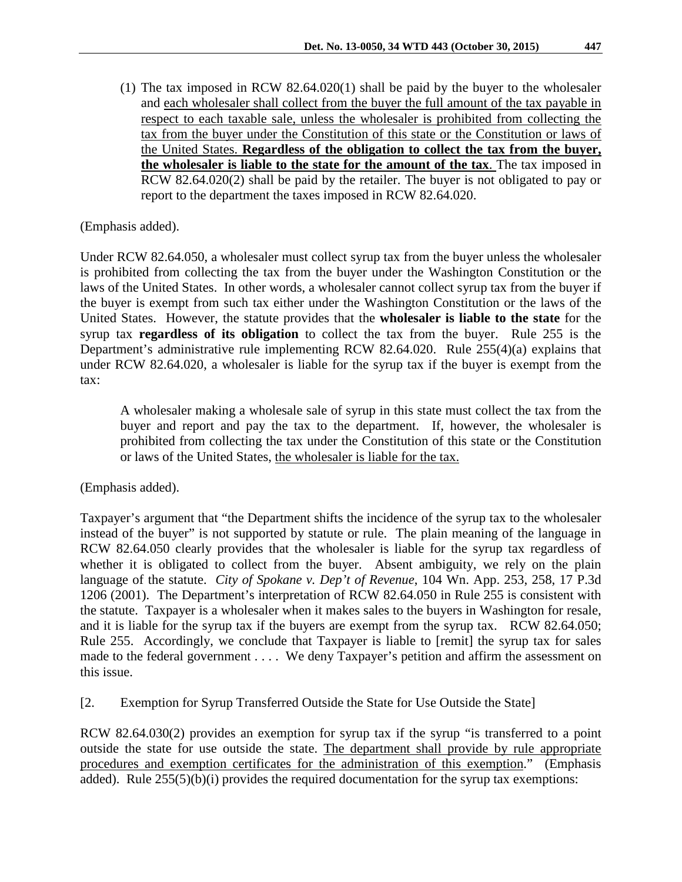(1) The tax imposed in RCW 82.64.020(1) shall be paid by the buyer to the wholesaler and <u>each wholesaler shall collect from the buyer the full amount of the tax payable in respect to each taxable sale, unless the wholesaler is prohibited from collecting the tax from the buyer under the Constitution of this state or the Constitution or laws of the United States.</u> <u>**Regardless of the obligation to collect the tax from the buyer, the wholesaler is liable to the state for the amount of the tax**</u>. The tax imposed in RCW 82.64.020(2) shall be paid by the retailer. The buyer is not obligated to pay or report to the department the taxes imposed in RCW 82.64.020.

(Emphasis added).

Under RCW 82.64.050, a wholesaler must collect syrup tax from the buyer unless the wholesaler is prohibited from collecting the tax from the buyer under the Washington Constitution or the laws of the United States. In other words, a wholesaler cannot collect syrup tax from the buyer if the buyer is exempt from such tax either under the Washington Constitution or the laws of the United States. However, the statute provides that the **wholesaler is liable to the state** for the syrup tax **regardless of its obligation** to collect the tax from the buyer. Rule 255 is the Department's administrative rule implementing RCW 82.64.020. Rule 255(4)(a) explains that under RCW 82.64.020, a wholesaler is liable for the syrup tax if the buyer is exempt from the tax:

> A wholesaler making a wholesale sale of syrup in this state must collect the tax from the buyer and report and pay the tax to the department. If, however, the wholesaler is prohibited from collecting the tax under the Constitution of this state or the Constitution or laws of the United States, <u>the wholesaler is liable for the tax.</u>

(Emphasis added).

Taxpayer's argument that "the Department shifts the incidence of the syrup tax to the wholesaler instead of the buyer" is not supported by statute or rule. The plain meaning of the language in RCW 82.64.050 clearly provides that the wholesaler is liable for the syrup tax regardless of whether it is obligated to collect from the buyer. Absent ambiguity, we rely on the plain language of the statute. *City of Spokane v. Dep't of Revenue*, 104 Wn. App. 253, 258, 17 P.3d 1206 (2001). The Department's interpretation of RCW 82.64.050 in Rule 255 is consistent with the statute. Taxpayer is a wholesaler when it makes sales to the buyers in Washington for resale, and it is liable for the syrup tax if the buyers are exempt from the syrup tax. RCW 82.64.050; Rule 255. Accordingly, we conclude that Taxpayer is liable to [remit] the syrup tax for sales made to the federal government . . . . We deny Taxpayer's petition and affirm the assessment on this issue.

[2. Exemption for Syrup Transferred Outside the State for Use Outside the State]

RCW 82.64.030(2) provides an exemption for syrup tax if the syrup "is transferred to a point outside the state for use outside the state. <u>The department shall provide by rule appropriate procedures and exemption certificates for the administration of this exemption</u>." (Emphasis added). Rule 255(5)(b)(i) provides the required documentation for the syrup tax exemptions: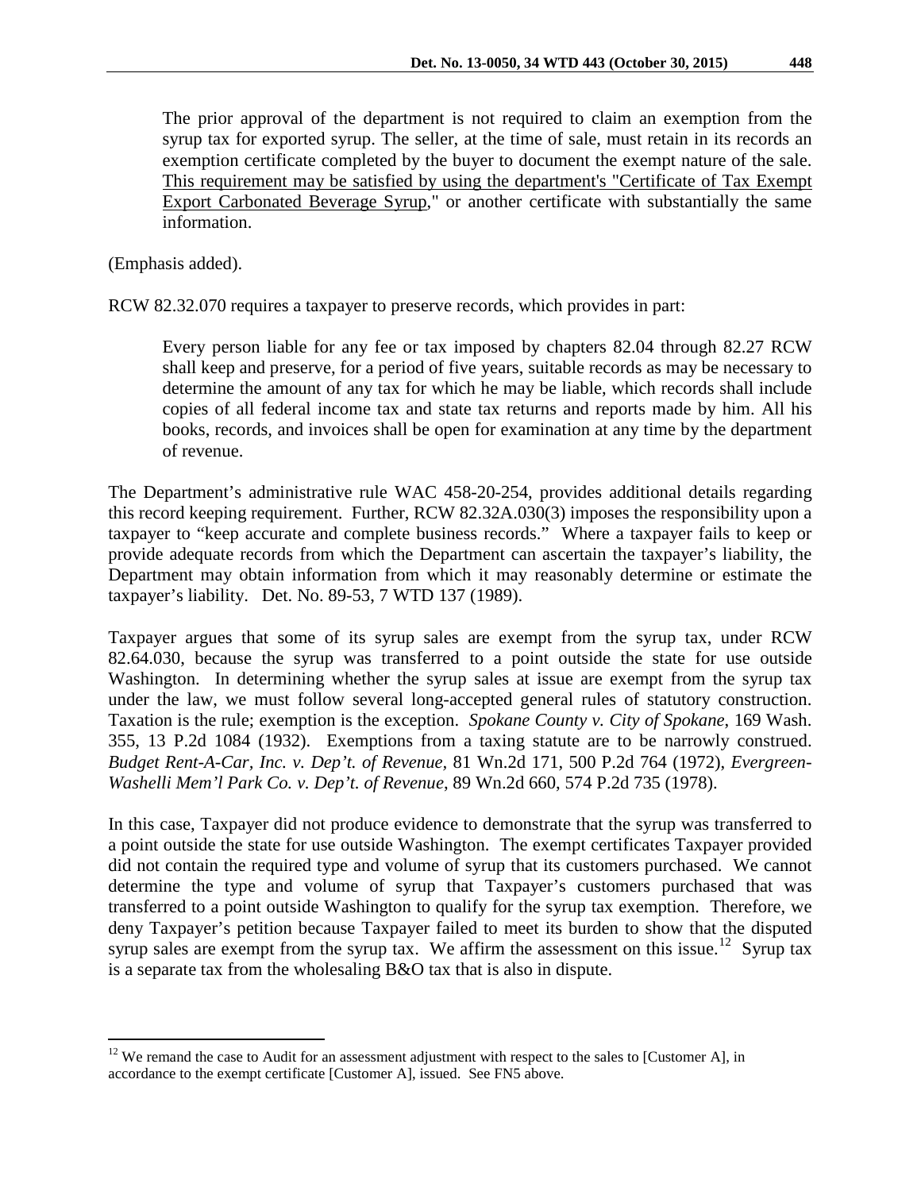> The prior approval of the department is not required to claim an exemption from the syrup tax for exported syrup. The seller, at the time of sale, must retain in its records an exemption certificate completed by the buyer to document the exempt nature of the sale. <u>This requirement may be satisfied by using the department's "Certificate of Tax Exempt Export Carbonated Beverage Syrup</u>," or another certificate with substantially the same information.

(Emphasis added).

RCW 82.32.070 requires a taxpayer to preserve records, which provides in part:

> Every person liable for any fee or tax imposed by chapters 82.04 through 82.27 RCW shall keep and preserve, for a period of five years, suitable records as may be necessary to determine the amount of any tax for which he may be liable, which records shall include copies of all federal income tax and state tax returns and reports made by him. All his books, records, and invoices shall be open for examination at any time by the department of revenue.

The Department's administrative rule WAC 458-20-254, provides additional details regarding this record keeping requirement. Further, RCW 82.32A.030(3) imposes the responsibility upon a taxpayer to "keep accurate and complete business records." Where a taxpayer fails to keep or provide adequate records from which the Department can ascertain the taxpayer's liability, the Department may obtain information from which it may reasonably determine or estimate the taxpayer's liability. Det. No. 89-53, 7 WTD 137 (1989).

Taxpayer argues that some of its syrup sales are exempt from the syrup tax, under RCW 82.64.030, because the syrup was transferred to a point outside the state for use outside Washington. In determining whether the syrup sales at issue are exempt from the syrup tax under the law, we must follow several long-accepted general rules of statutory construction. Taxation is the rule; exemption is the exception. *Spokane County v. City of Spokane*, 169 Wash. 355, 13 P.2d 1084 (1932). Exemptions from a taxing statute are to be narrowly construed. *Budget Rent-A-Car, Inc. v. Dep't. of Revenue*, 81 Wn.2d 171, 500 P.2d 764 (1972), *Evergreen-Washelli Mem'l Park Co. v. Dep't. of Revenue*, 89 Wn.2d 660, 574 P.2d 735 (1978).

In this case, Taxpayer did not produce evidence to demonstrate that the syrup was transferred to a point outside the state for use outside Washington. The exempt certificates Taxpayer provided did not contain the required type and volume of syrup that its customers purchased. We cannot determine the type and volume of syrup that Taxpayer's customers purchased that was transferred to a point outside Washington to qualify for the syrup tax exemption. Therefore, we deny Taxpayer's petition because Taxpayer failed to meet its burden to show that the disputed syrup sales are exempt from the syrup tax. We affirm the assessment on this issue.[12] Syrup tax is a separate tax from the wholesaling B&O tax that is also in dispute.

---

[12] We remand the case to Audit for an assessment adjustment with respect to the sales to [Customer A], in accordance to the exempt certificate [Customer A], issued. See FN5 above.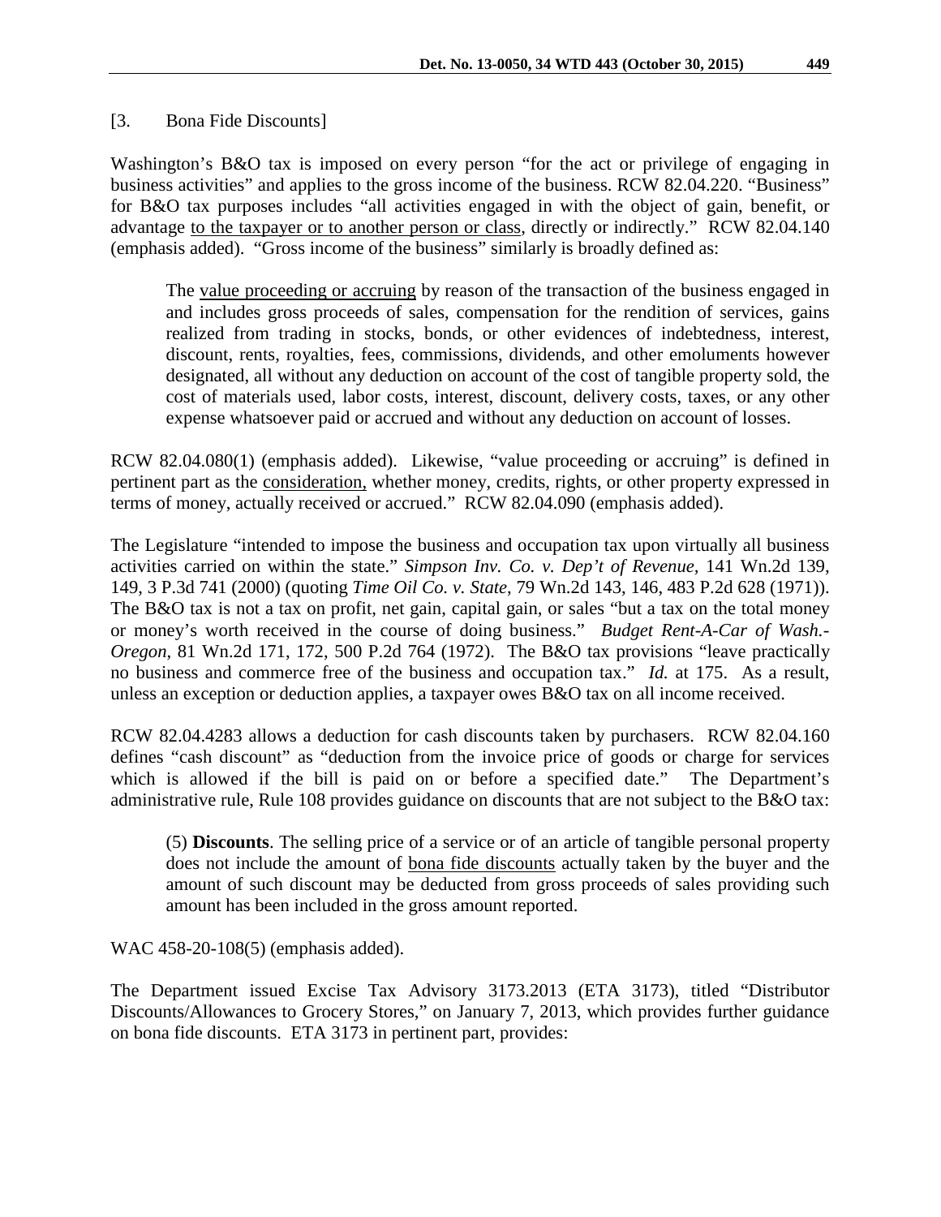[3. Bona Fide Discounts]

Washington's B&O tax is imposed on every person "for the act or privilege of engaging in business activities" and applies to the gross income of the business. RCW 82.04.220. "Business" for B&O tax purposes includes "all activities engaged in with the object of gain, benefit, or advantage to the taxpayer or to another person or class, directly or indirectly." RCW 82.04.140 (emphasis added). "Gross income of the business" similarly is broadly defined as:

> The value proceeding or accruing by reason of the transaction of the business engaged in and includes gross proceeds of sales, compensation for the rendition of services, gains realized from trading in stocks, bonds, or other evidences of indebtedness, interest, discount, rents, royalties, fees, commissions, dividends, and other emoluments however designated, all without any deduction on account of the cost of tangible property sold, the cost of materials used, labor costs, interest, discount, delivery costs, taxes, or any other expense whatsoever paid or accrued and without any deduction on account of losses.

RCW 82.04.080(1) (emphasis added). Likewise, "value proceeding or accruing" is defined in pertinent part as the consideration, whether money, credits, rights, or other property expressed in terms of money, actually received or accrued." RCW 82.04.090 (emphasis added).

The Legislature "intended to impose the business and occupation tax upon virtually all business activities carried on within the state." *Simpson Inv. Co. v. Dep't of Revenue*, 141 Wn.2d 139, 149, 3 P.3d 741 (2000) (quoting *Time Oil Co. v. State*, 79 Wn.2d 143, 146, 483 P.2d 628 (1971)). The B&O tax is not a tax on profit, net gain, capital gain, or sales "but a tax on the total money or money's worth received in the course of doing business." *Budget Rent-A-Car of Wash.-Oregon*, 81 Wn.2d 171, 172, 500 P.2d 764 (1972). The B&O tax provisions "leave practically no business and commerce free of the business and occupation tax." *Id.* at 175. As a result, unless an exception or deduction applies, a taxpayer owes B&O tax on all income received.

RCW 82.04.4283 allows a deduction for cash discounts taken by purchasers. RCW 82.04.160 defines "cash discount" as "deduction from the invoice price of goods or charge for services which is allowed if the bill is paid on or before a specified date." The Department's administrative rule, Rule 108 provides guidance on discounts that are not subject to the B&O tax:

> (5) **Discounts**. The selling price of a service or of an article of tangible personal property does not include the amount of bona fide discounts actually taken by the buyer and the amount of such discount may be deducted from gross proceeds of sales providing such amount has been included in the gross amount reported.

WAC 458-20-108(5) (emphasis added).

The Department issued Excise Tax Advisory 3173.2013 (ETA 3173), titled "Distributor Discounts/Allowances to Grocery Stores," on January 7, 2013, which provides further guidance on bona fide discounts. ETA 3173 in pertinent part, provides: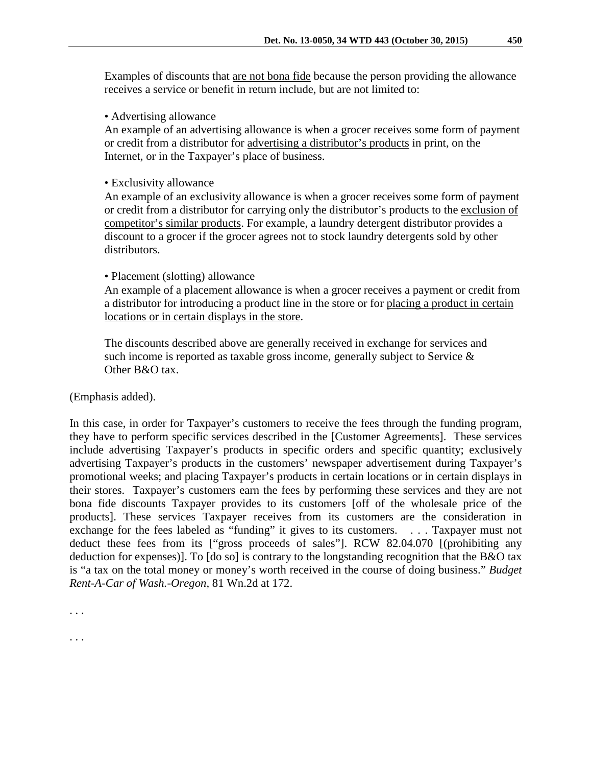> Examples of discounts that <u>are not bona fide</u> because the person providing the allowance receives a service or benefit in return include, but are not limited to:
>
> • Advertising allowance
> An example of an advertising allowance is when a grocer receives some form of payment or credit from a distributor for <u>advertising a distributor's products</u> in print, on the Internet, or in the Taxpayer's place of business.
>
> • Exclusivity allowance
> An example of an exclusivity allowance is when a grocer receives some form of payment or credit from a distributor for carrying only the distributor's products to the <u>exclusion of competitor's similar products</u>. For example, a laundry detergent distributor provides a discount to a grocer if the grocer agrees not to stock laundry detergents sold by other distributors.
>
> • Placement (slotting) allowance
> An example of a placement allowance is when a grocer receives a payment or credit from a distributor for introducing a product line in the store or for <u>placing a product in certain locations or in certain displays in the store</u>.
>
> The discounts described above are generally received in exchange for services and such income is reported as taxable gross income, generally subject to Service & Other B&O tax.

(Emphasis added).

In this case, in order for Taxpayer's customers to receive the fees through the funding program, they have to perform specific services described in the [Customer Agreements]. These services include advertising Taxpayer's products in specific orders and specific quantity; exclusively advertising Taxpayer's products in the customers' newspaper advertisement during Taxpayer's promotional weeks; and placing Taxpayer's products in certain locations or in certain displays in their stores. Taxpayer's customers earn the fees by performing these services and they are not bona fide discounts Taxpayer provides to its customers [off of the wholesale price of the products]. These services Taxpayer receives from its customers are the consideration in exchange for the fees labeled as "funding" it gives to its customers. . . . Taxpayer must not deduct these fees from its ["gross proceeds of sales"]. RCW 82.04.070 [(prohibiting any deduction for expenses)]. To [do so] is contrary to the longstanding recognition that the B&O tax is "a tax on the total money or money's worth received in the course of doing business." *Budget Rent-A-Car of Wash.-Oregon*, 81 Wn.2d at 172.

. . .

. . .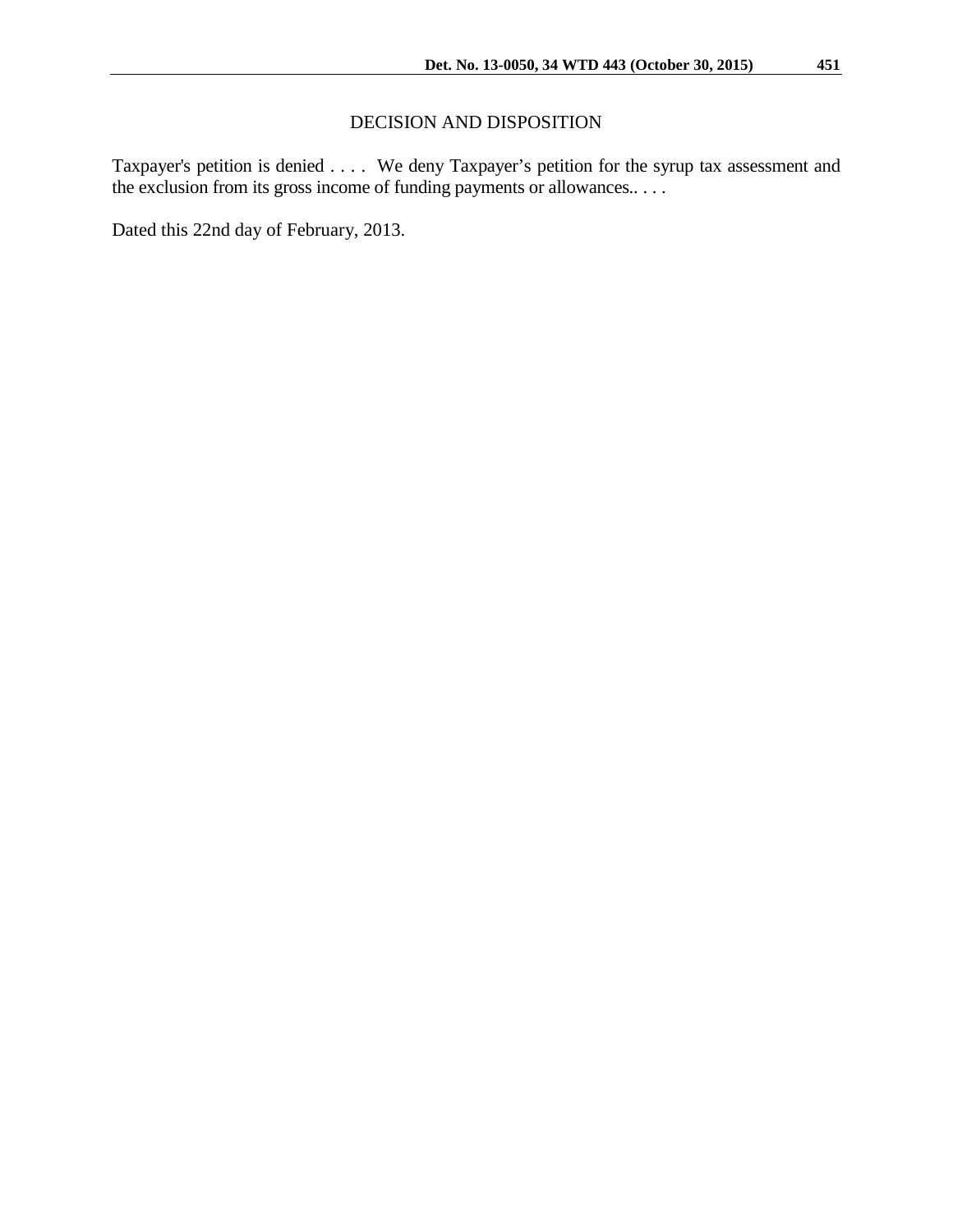## DECISION AND DISPOSITION

Taxpayer's petition is denied . . . . We deny Taxpayer's petition for the syrup tax assessment and the exclusion from its gross income of funding payments or allowances.. . . .

Dated this 22nd day of February, 2013.